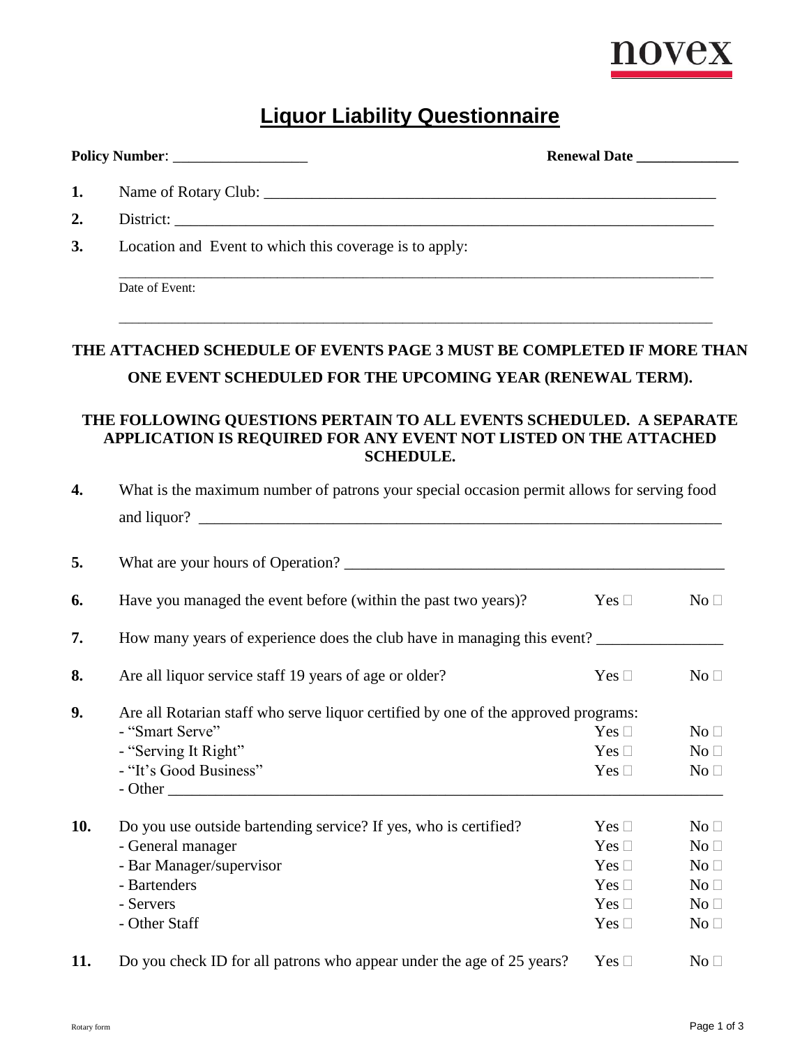novex

# Liquor Liability Questionnaire

**Policy Number**: __________________ **Renewal Date ______________**

**1.** Name of Rotary Club: ____________________________________________________________

**2.** District: ________________________________________________________________________

**3.** Location and Event to which this coverage is to apply:

_________________________________________________________________________________

Date of Event:

_________________________________________________________________________________

**THE ATTACHED SCHEDULE OF EVENTS PAGE 3 MUST BE COMPLETED IF MORE THAN ONE EVENT SCHEDULED FOR THE UPCOMING YEAR (RENEWAL TERM).**

**THE FOLLOWING QUESTIONS PERTAIN TO ALL EVENTS SCHEDULED. A SEPARATE APPLICATION IS REQUIRED FOR ANY EVENT NOT LISTED ON THE ATTACHED SCHEDULE.**

**4.** What is the maximum number of patrons your special occasion permit allows for serving food and liquor? ______________________________________________________________________

**5.** What are your hours of Operation? ___________________________________________________

**6.** Have you managed the event before (within the past two years)? Yes ☐ No ☐

**7.** How many years of experience does the club have in managing this event? ________________

**8.** Are all liquor service staff 19 years of age or older? Yes ☐ No ☐

**9.** Are all Rotarian staff who serve liquor certified by one of the approved programs:
- "Smart Serve" Yes ☐ No ☐
- "Serving It Right" Yes ☐ No ☐
- "It's Good Business" Yes ☐ No ☐
- Other ________________________________________________________________________

**10.** Do you use outside bartending service? If yes, who is certified? Yes ☐ No ☐
- General manager Yes ☐ No ☐
- Bar Manager/supervisor Yes ☐ No ☐
- Bartenders Yes ☐ No ☐
- Servers Yes ☐ No ☐
- Other Staff Yes ☐ No ☐

**11.** Do you check ID for all patrons who appear under the age of 25 years? Yes ☐ No ☐

Rotary form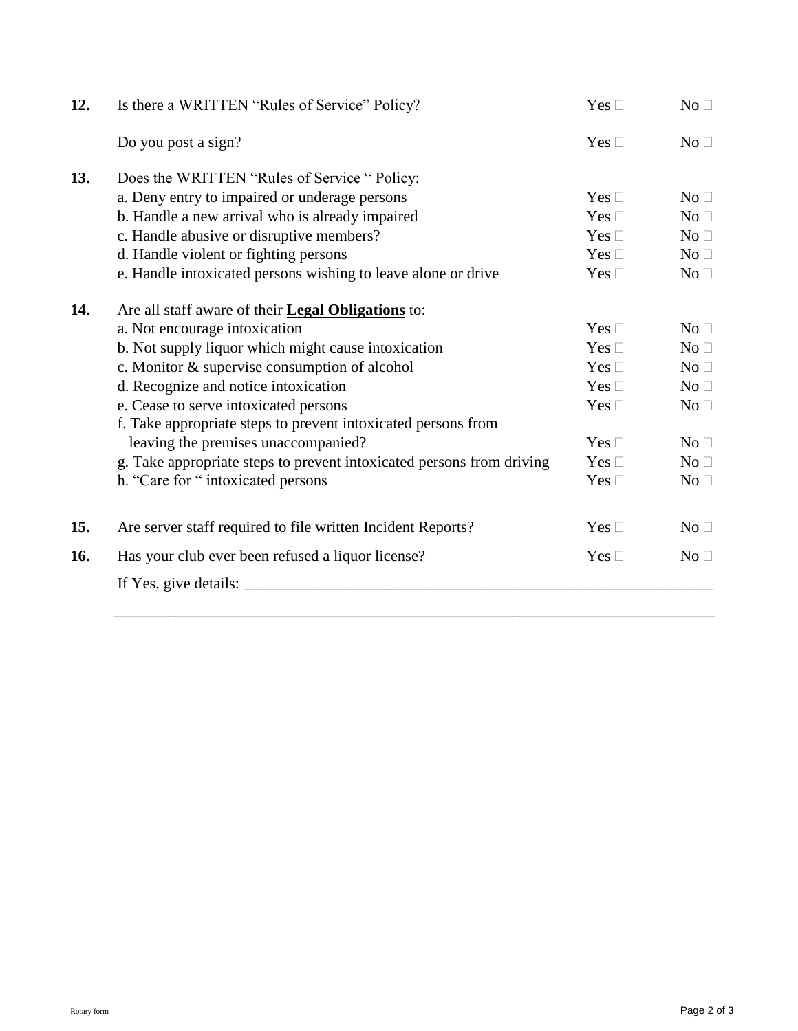**12.** Is there a WRITTEN "Rules of Service" Policy? Yes ☐ No ☐

Do you post a sign? Yes ☐ No ☐

**13.** Does the WRITTEN "Rules of Service " Policy:

a. Deny entry to impaired or underage persons Yes ☐ No ☐

b. Handle a new arrival who is already impaired Yes ☐ No ☐

c. Handle abusive or disruptive members? Yes ☐ No ☐

d. Handle violent or fighting persons Yes ☐ No ☐

e. Handle intoxicated persons wishing to leave alone or drive Yes ☐ No ☐

**14.** Are all staff aware of their **Legal Obligations** to:

a. Not encourage intoxication Yes ☐ No ☐

b. Not supply liquor which might cause intoxication Yes ☐ No ☐

c. Monitor & supervise consumption of alcohol Yes ☐ No ☐

d. Recognize and notice intoxication Yes ☐ No ☐

e. Cease to serve intoxicated persons Yes ☐ No ☐

f. Take appropriate steps to prevent intoxicated persons from leaving the premises unaccompanied? Yes ☐ No ☐

g. Take appropriate steps to prevent intoxicated persons from driving Yes ☐ No ☐

h. "Care for " intoxicated persons Yes ☐ No ☐

**15.** Are server staff required to file written Incident Reports? Yes ☐ No ☐

**16.** Has your club ever been refused a liquor license? Yes ☐ No ☐

If Yes, give details: ______________________________________________________________

______________________________________________________________________________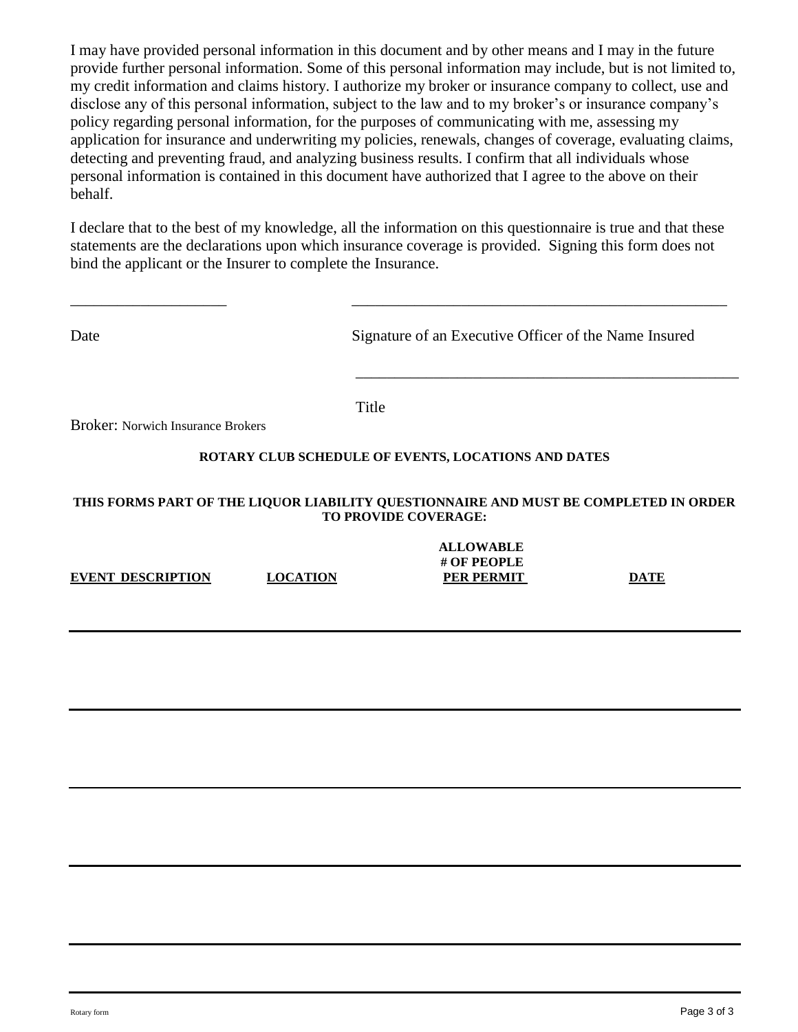I may have provided personal information in this document and by other means and I may in the future provide further personal information. Some of this personal information may include, but is not limited to, my credit information and claims history. I authorize my broker or insurance company to collect, use and disclose any of this personal information, subject to the law and to my broker's or insurance company's policy regarding personal information, for the purposes of communicating with me, assessing my application for insurance and underwriting my policies, renewals, changes of coverage, evaluating claims, detecting and preventing fraud, and analyzing business results. I confirm that all individuals whose personal information is contained in this document have authorized that I agree to the above on their behalf.

I declare that to the best of my knowledge, all the information on this questionnaire is true and that these statements are the declarations upon which insurance coverage is provided. Signing this form does not bind the applicant or the Insurer to complete the Insurance.

____________________ __________________________________________________

Date Signature of an Executive Officer of the Name Insured

__________________________________________________

Title

Broker: Norwich Insurance Brokers

**ROTARY CLUB SCHEDULE OF EVENTS, LOCATIONS AND DATES**

**THIS FORMS PART OF THE LIQUOR LIABILITY QUESTIONNAIRE AND MUST BE COMPLETED IN ORDER TO PROVIDE COVERAGE:**

| EVENT DESCRIPTION | LOCATION | ALLOWABLE # OF PEOPLE PER PERMIT | DATE |
|---|---|---|---|
| | | | |
| | | | |
| | | | |
| | | | |
| | | | |

Rotary form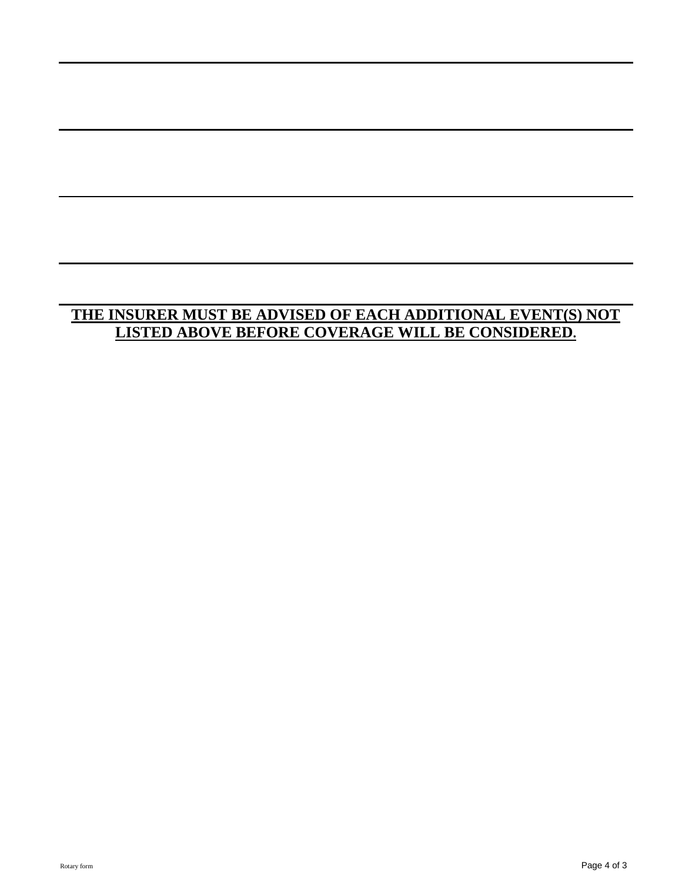**<u>THE INSURER MUST BE ADVISED OF EACH ADDITIONAL EVENT(S) NOT LISTED ABOVE BEFORE COVERAGE WILL BE CONSIDERED.</u>**